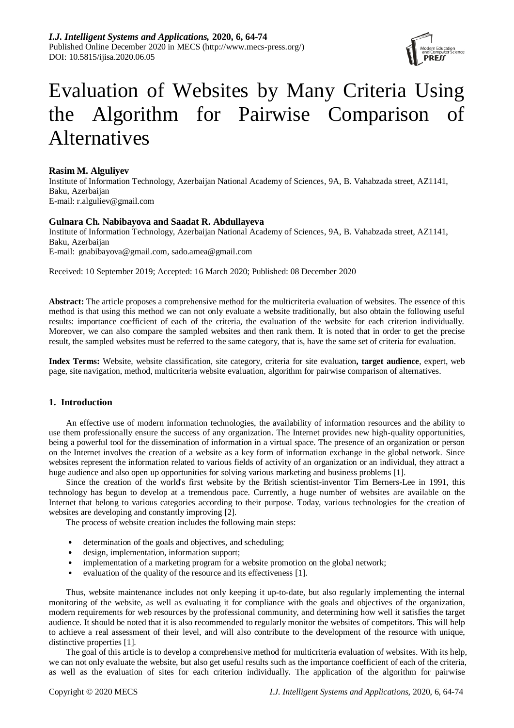# Evaluation of Websites by Many Criteria Using the Algorithm for Pairwise Comparison of Alternatives

**Rasim M. Alguliyev**
Institute of Information Technology, Azerbaijan National Academy of Sciences, 9A, B. Vahabzada street, AZ1141, Baku, Azerbaijan
E-mail: r.alguliev@gmail.com

**Gulnara Ch. Nabibayova and Saadat R. Abdullayeva**
Institute of Information Technology, Azerbaijan National Academy of Sciences, 9A, B. Vahabzada street, AZ1141, Baku, Azerbaijan
E-mail: gnabibayova@gmail.com, sado.amea@gmail.com

Received: 10 September 2019; Accepted: 16 March 2020; Published: 08 December 2020

**Abstract:** The article proposes a comprehensive method for the multicriteria evaluation of websites. The essence of this method is that using this method we can not only evaluate a website traditionally, but also obtain the following useful results: importance coefficient of each of the criteria, the evaluation of the website for each criterion individually. Moreover, we can also compare the sampled websites and then rank them. It is noted that in order to get the precise result, the sampled websites must be referred to the same category, that is, have the same set of criteria for evaluation.

**Index Terms:** Website, website classification, site category, criteria for site evaluation**, target audience**, expert, web page, site navigation, method, multicriteria website evaluation, algorithm for pairwise comparison of alternatives.

## 1. Introduction

An effective use of modern information technologies, the availability of information resources and the ability to use them professionally ensure the success of any organization. The Internet provides new high-quality opportunities, being a powerful tool for the dissemination of information in a virtual space. The presence of an organization or person on the Internet involves the creation of a website as a key form of information exchange in the global network. Since websites represent the information related to various fields of activity of an organization or an individual, they attract a huge audience and also open up opportunities for solving various marketing and business problems [1].

Since the creation of the world's first website by the British scientist-inventor Tim Berners-Lee in 1991, this technology has begun to develop at a tremendous pace. Currently, a huge number of websites are available on the Internet that belong to various categories according to their purpose. Today, various technologies for the creation of websites are developing and constantly improving [2].

The process of website creation includes the following main steps:

- determination of the goals and objectives, and scheduling;
- design, implementation, information support;
- implementation of a marketing program for a website promotion on the global network;
- evaluation of the quality of the resource and its effectiveness [1].

Thus, website maintenance includes not only keeping it up-to-date, but also regularly implementing the internal monitoring of the website, as well as evaluating it for compliance with the goals and objectives of the organization, modern requirements for web resources by the professional community, and determining how well it satisfies the target audience. It should be noted that it is also recommended to regularly monitor the websites of competitors. This will help to achieve a real assessment of their level, and will also contribute to the development of the resource with unique, distinctive properties [1].

The goal of this article is to develop a comprehensive method for multicriteria evaluation of websites. With its help, we can not only evaluate the website, but also get useful results such as the importance coefficient of each of the criteria, as well as the evaluation of sites for each criterion individually. The application of the algorithm for pairwise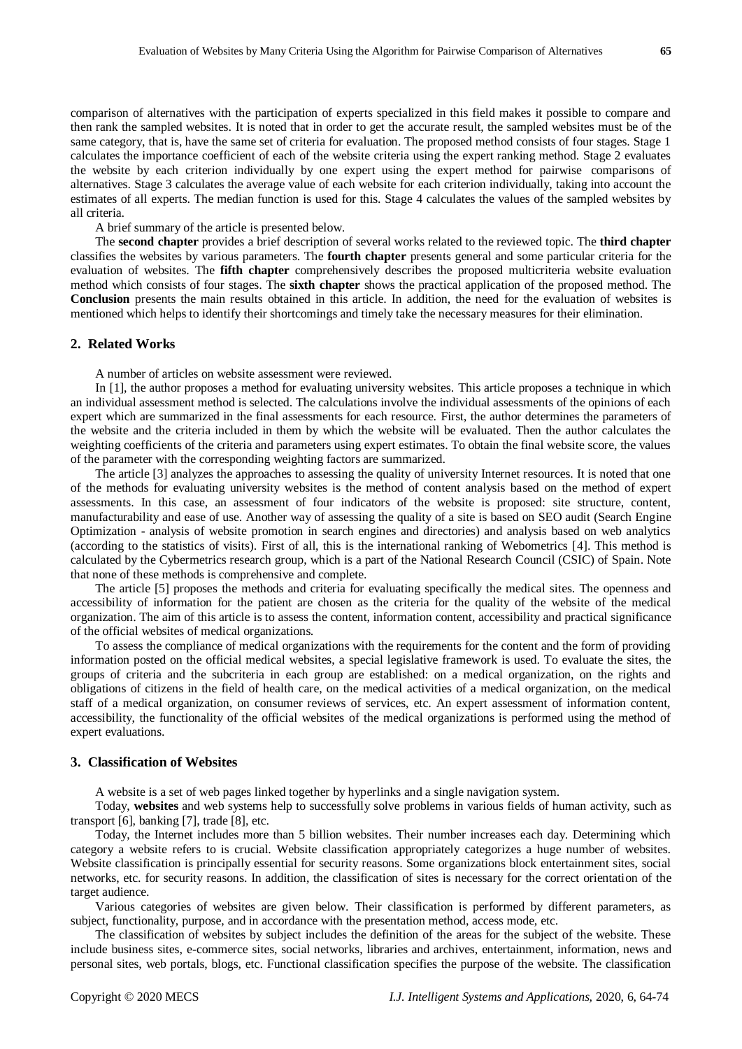comparison of alternatives with the participation of experts specialized in this field makes it possible to compare and then rank the sampled websites. It is noted that in order to get the accurate result, the sampled websites must be of the same category, that is, have the same set of criteria for evaluation. The proposed method consists of four stages. Stage 1 calculates the importance coefficient of each of the website criteria using the expert ranking method. Stage 2 evaluates the website by each criterion individually by one expert using the expert method for pairwise comparisons of alternatives. Stage 3 calculates the average value of each website for each criterion individually, taking into account the estimates of all experts. The median function is used for this. Stage 4 calculates the values of the sampled websites by all criteria.

A brief summary of the article is presented below.

The **second chapter** provides a brief description of several works related to the reviewed topic. The **third chapter** classifies the websites by various parameters. The **fourth chapter** presents general and some particular criteria for the evaluation of websites. The **fifth chapter** comprehensively describes the proposed multicriteria website evaluation method which consists of four stages. The **sixth chapter** shows the practical application of the proposed method. The **Conclusion** presents the main results obtained in this article. In addition, the need for the evaluation of websites is mentioned which helps to identify their shortcomings and timely take the necessary measures for their elimination.

## 2. Related Works

A number of articles on website assessment were reviewed.

In [1], the author proposes a method for evaluating university websites. This article proposes a technique in which an individual assessment method is selected. The calculations involve the individual assessments of the opinions of each expert which are summarized in the final assessments for each resource. First, the author determines the parameters of the website and the criteria included in them by which the website will be evaluated. Then the author calculates the weighting coefficients of the criteria and parameters using expert estimates. To obtain the final website score, the values of the parameter with the corresponding weighting factors are summarized.

The article [3] analyzes the approaches to assessing the quality of university Internet resources. It is noted that one of the methods for evaluating university websites is the method of content analysis based on the method of expert assessments. In this case, an assessment of four indicators of the website is proposed: site structure, content, manufacturability and ease of use. Another way of assessing the quality of a site is based on SEO audit (Search Engine Optimization - analysis of website promotion in search engines and directories) and analysis based on web analytics (according to the statistics of visits). First of all, this is the international ranking of Webometrics [4]. This method is calculated by the Cybermetrics research group, which is a part of the National Research Council (CSIC) of Spain. Note that none of these methods is comprehensive and complete.

The article [5] proposes the methods and criteria for evaluating specifically the medical sites. The openness and accessibility of information for the patient are chosen as the criteria for the quality of the website of the medical organization. The aim of this article is to assess the content, information content, accessibility and practical significance of the official websites of medical organizations.

To assess the compliance of medical organizations with the requirements for the content and the form of providing information posted on the official medical websites, a special legislative framework is used. To evaluate the sites, the groups of criteria and the subcriteria in each group are established: on a medical organization, on the rights and obligations of citizens in the field of health care, on the medical activities of a medical organization, on the medical staff of a medical organization, on consumer reviews of services, etc. An expert assessment of information content, accessibility, the functionality of the official websites of the medical organizations is performed using the method of expert evaluations.

## 3. Classification of Websites

A website is a set of web pages linked together by hyperlinks and a single navigation system.

Today, **websites** and web systems help to successfully solve problems in various fields of human activity, such as transport [6], banking [7], trade [8], etc.

Today, the Internet includes more than 5 billion websites. Their number increases each day. Determining which category a website refers to is crucial. Website classification appropriately categorizes a huge number of websites. Website classification is principally essential for security reasons. Some organizations block entertainment sites, social networks, etc. for security reasons. In addition, the classification of sites is necessary for the correct orientation of the target audience.

Various categories of websites are given below. Their classification is performed by different parameters, as subject, functionality, purpose, and in accordance with the presentation method, access mode, etc.

The classification of websites by subject includes the definition of the areas for the subject of the website. These include business sites, e-commerce sites, social networks, libraries and archives, entertainment, information, news and personal sites, web portals, blogs, etc. Functional classification specifies the purpose of the website. The classification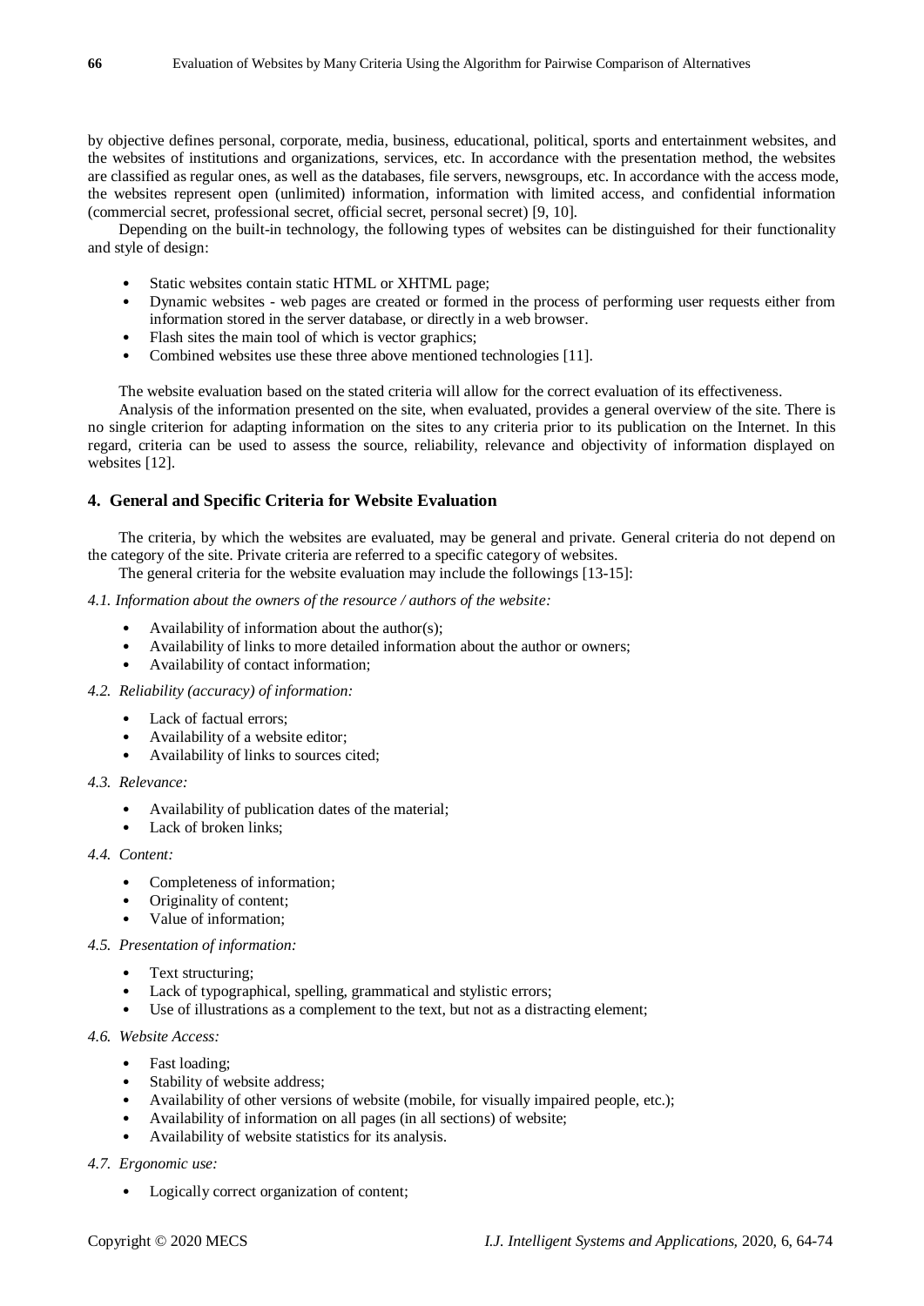by objective defines personal, corporate, media, business, educational, political, sports and entertainment websites, and the websites of institutions and organizations, services, etc. In accordance with the presentation method, the websites are classified as regular ones, as well as the databases, file servers, newsgroups, etc. In accordance with the access mode, the websites represent open (unlimited) information, information with limited access, and confidential information (commercial secret, professional secret, official secret, personal secret) [9, 10].

Depending on the built-in technology, the following types of websites can be distinguished for their functionality and style of design:

- Static websites contain static HTML or XHTML page;
- Dynamic websites - web pages are created or formed in the process of performing user requests either from information stored in the server database, or directly in a web browser.
- Flash sites the main tool of which is vector graphics;
- Combined websites use these three above mentioned technologies [11].

The website evaluation based on the stated criteria will allow for the correct evaluation of its effectiveness.

Analysis of the information presented on the site, when evaluated, provides a general overview of the site. There is no single criterion for adapting information on the sites to any criteria prior to its publication on the Internet. In this regard, criteria can be used to assess the source, reliability, relevance and objectivity of information displayed on websites [12].

## 4. General and Specific Criteria for Website Evaluation

The criteria, by which the websites are evaluated, may be general and private. General criteria do not depend on the category of the site. Private criteria are referred to a specific category of websites.

The general criteria for the website evaluation may include the followings [13-15]:

*4.1. Information about the owners of the resource / authors of the website:*

- Availability of information about the author(s);
- Availability of links to more detailed information about the author or owners;
- Availability of contact information;

*4.2. Reliability (accuracy) of information:*

- Lack of factual errors;
- Availability of a website editor;
- Availability of links to sources cited;

*4.3. Relevance:*

- Availability of publication dates of the material;
- Lack of broken links;

*4.4. Content:*

- Completeness of information;
- Originality of content;
- Value of information;

*4.5. Presentation of information:*

- Text structuring;
- Lack of typographical, spelling, grammatical and stylistic errors;
- Use of illustrations as a complement to the text, but not as a distracting element;

*4.6. Website Access:*

- Fast loading;
- Stability of website address;
- Availability of other versions of website (mobile, for visually impaired people, etc.);
- Availability of information on all pages (in all sections) of website;
- Availability of website statistics for its analysis.

*4.7. Ergonomic use:*

- Logically correct organization of content;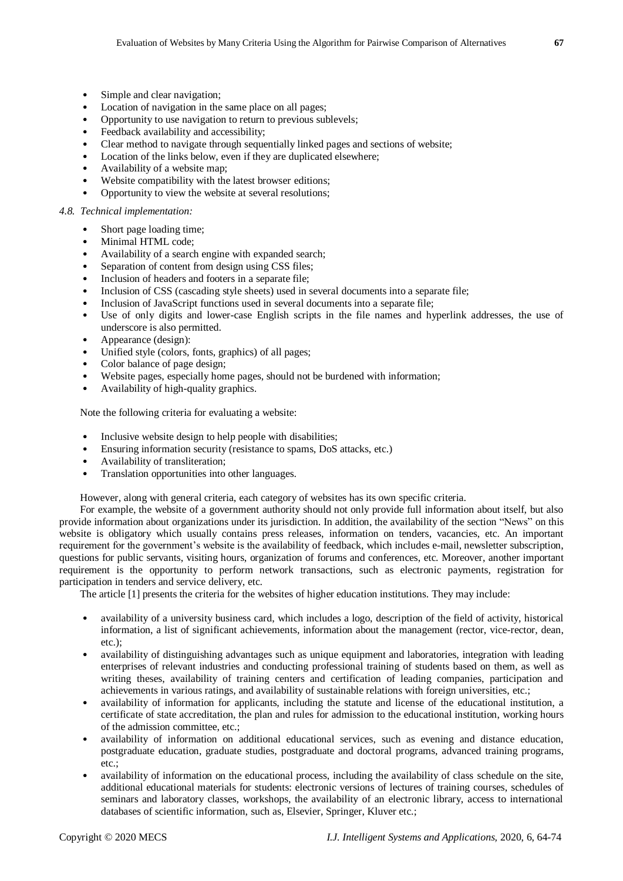- Simple and clear navigation;
- Location of navigation in the same place on all pages;
- Opportunity to use navigation to return to previous sublevels;
- Feedback availability and accessibility;
- Clear method to navigate through sequentially linked pages and sections of website;
- Location of the links below, even if they are duplicated elsewhere;
- Availability of a website map;
- Website compatibility with the latest browser editions;
- Opportunity to view the website at several resolutions;

*4.8. Technical implementation:*

- Short page loading time;
- Minimal HTML code;
- Availability of a search engine with expanded search;
- Separation of content from design using CSS files;
- Inclusion of headers and footers in a separate file;
- Inclusion of CSS (cascading style sheets) used in several documents into a separate file;
- Inclusion of JavaScript functions used in several documents into a separate file;
- Use of only digits and lower-case English scripts in the file names and hyperlink addresses, the use of underscore is also permitted.
- Appearance (design):
- Unified style (colors, fonts, graphics) of all pages;
- Color balance of page design;
- Website pages, especially home pages, should not be burdened with information;
- Availability of high-quality graphics.

Note the following criteria for evaluating a website:

- Inclusive website design to help people with disabilities;
- Ensuring information security (resistance to spams, DoS attacks, etc.)
- Availability of transliteration;
- Translation opportunities into other languages.

However, along with general criteria, each category of websites has its own specific criteria.

For example, the website of a government authority should not only provide full information about itself, but also provide information about organizations under its jurisdiction. In addition, the availability of the section "News" on this website is obligatory which usually contains press releases, information on tenders, vacancies, etc. An important requirement for the government's website is the availability of feedback, which includes e-mail, newsletter subscription, questions for public servants, visiting hours, organization of forums and conferences, etc. Moreover, another important requirement is the opportunity to perform network transactions, such as electronic payments, registration for participation in tenders and service delivery, etc.

The article [1] presents the criteria for the websites of higher education institutions. They may include:

- availability of a university business card, which includes a logo, description of the field of activity, historical information, a list of significant achievements, information about the management (rector, vice-rector, dean, etc.);
- availability of distinguishing advantages such as unique equipment and laboratories, integration with leading enterprises of relevant industries and conducting professional training of students based on them, as well as writing theses, availability of training centers and certification of leading companies, participation and achievements in various ratings, and availability of sustainable relations with foreign universities, etc.;
- availability of information for applicants, including the statute and license of the educational institution, a certificate of state accreditation, the plan and rules for admission to the educational institution, working hours of the admission committee, etc.;
- availability of information on additional educational services, such as evening and distance education, postgraduate education, graduate studies, postgraduate and doctoral programs, advanced training programs, etc.;
- availability of information on the educational process, including the availability of class schedule on the site, additional educational materials for students: electronic versions of lectures of training courses, schedules of seminars and laboratory classes, workshops, the availability of an electronic library, access to international databases of scientific information, such as, Elsevier, Springer, Kluver etc.;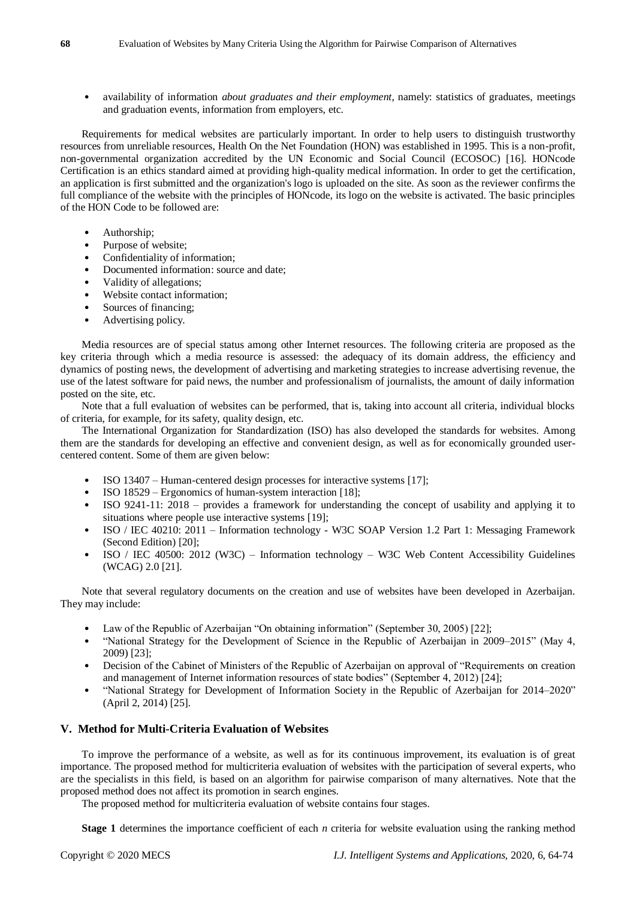- availability of information *about graduates and their employment*, namely: statistics of graduates, meetings and graduation events, information from employers, etc.

Requirements for medical websites are particularly important. In order to help users to distinguish trustworthy resources from unreliable resources, Health On the Net Foundation (HON) was established in 1995. This is a non-profit, non-governmental organization accredited by the UN Economic and Social Council (ECOSOC) [16]. HONcode Certification is an ethics standard aimed at providing high-quality medical information. In order to get the certification, an application is first submitted and the organization's logo is uploaded on the site. As soon as the reviewer confirms the full compliance of the website with the principles of HONcode, its logo on the website is activated. The basic principles of the HON Code to be followed are:

- Authorship;
- Purpose of website;
- Confidentiality of information;
- Documented information: source and date;
- Validity of allegations;
- Website contact information;
- Sources of financing;
- Advertising policy.

Media resources are of special status among other Internet resources. The following criteria are proposed as the key criteria through which a media resource is assessed: the adequacy of its domain address, the efficiency and dynamics of posting news, the development of advertising and marketing strategies to increase advertising revenue, the use of the latest software for paid news, the number and professionalism of journalists, the amount of daily information posted on the site, etc.

Note that a full evaluation of websites can be performed, that is, taking into account all criteria, individual blocks of criteria, for example, for its safety, quality design, etc.

The International Organization for Standardization (ISO) has also developed the standards for websites. Among them are the standards for developing an effective and convenient design, as well as for economically grounded user-centered content. Some of them are given below:

- ISO 13407 – Human-centered design processes for interactive systems [17];
- ISO 18529 – Ergonomics of human-system interaction [18];
- ISO 9241-11: 2018 – provides a framework for understanding the concept of usability and applying it to situations where people use interactive systems [19];
- ISO / IEC 40210: 2011 – Information technology - W3C SOAP Version 1.2 Part 1: Messaging Framework (Second Edition) [20];
- ISO / IEC 40500: 2012 (W3C) – Information technology – W3C Web Content Accessibility Guidelines (WCAG) 2.0 [21].

Note that several regulatory documents on the creation and use of websites have been developed in Azerbaijan. They may include:

- Law of the Republic of Azerbaijan "On obtaining information" (September 30, 2005) [22];
- "National Strategy for the Development of Science in the Republic of Azerbaijan in 2009–2015" (May 4, 2009) [23];
- Decision of the Cabinet of Ministers of the Republic of Azerbaijan on approval of "Requirements on creation and management of Internet information resources of state bodies" (September 4, 2012) [24];
- "National Strategy for Development of Information Society in the Republic of Azerbaijan for 2014–2020" (April 2, 2014) [25].

## V. Method for Multi-Criteria Evaluation of Websites

To improve the performance of a website, as well as for its continuous improvement, its evaluation is of great importance. The proposed method for multicriteria evaluation of websites with the participation of several experts, who are the specialists in this field, is based on an algorithm for pairwise comparison of many alternatives. Note that the proposed method does not affect its promotion in search engines.

The proposed method for multicriteria evaluation of website contains four stages.

**Stage 1** determines the importance coefficient of each $n$ criteria for website evaluation using the ranking method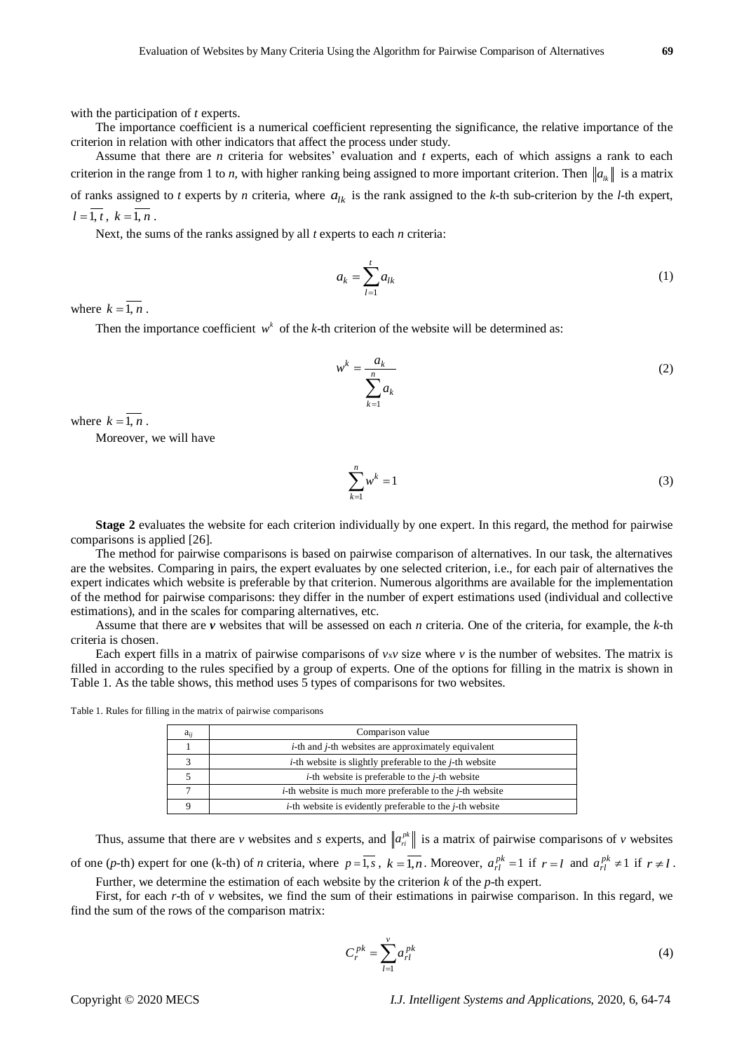with the participation of $t$ experts.

The importance coefficient is a numerical coefficient representing the significance, the relative importance of the criterion in relation with other indicators that affect the process under study.

Assume that there are $n$ criteria for websites' evaluation and $t$ experts, each of which assigns a rank to each criterion in the range from 1 to $n$, with higher ranking being assigned to more important criterion. Then $\|a_{lk}\|$ is a matrix of ranks assigned to $t$ experts by $n$ criteria, where $a_{lk}$ is the rank assigned to the $k$-th sub-criterion by the $l$-th expert, $l = \overline{1,t}$, $k = \overline{1,n}$.

Next, the sums of the ranks assigned by all $t$ experts to each $n$ criteria:

$$a_k = \sum_{l=1}^{t} a_{lk} \tag{1}$$

where $k = \overline{1,n}$.

Then the importance coefficient $w^k$ of the $k$-th criterion of the website will be determined as:

$$w^k = \frac{a_k}{\sum_{k=1}^{n} a_k} \tag{2}$$

where $k = \overline{1,n}$.

Moreover, we will have

$$\sum_{k=1}^{n} w^k = 1 \tag{3}$$

**Stage 2** evaluates the website for each criterion individually by one expert. In this regard, the method for pairwise comparisons is applied [26].

The method for pairwise comparisons is based on pairwise comparison of alternatives. In our task, the alternatives are the websites. Comparing in pairs, the expert evaluates by one selected criterion, i.e., for each pair of alternatives the expert indicates which website is preferable by that criterion. Numerous algorithms are available for the implementation of the method for pairwise comparisons: they differ in the number of expert estimations used (individual and collective estimations), and in the scales for comparing alternatives, etc.

Assume that there are $\boldsymbol{v}$ websites that will be assessed on each $n$ criteria. One of the criteria, for example, the $k$-th criteria is chosen.

Each expert fills in a matrix of pairwise comparisons of $v \times v$ size where $v$ is the number of websites. The matrix is filled in according to the rules specified by a group of experts. One of the options for filling in the matrix is shown in Table 1. As the table shows, this method uses 5 types of comparisons for two websites.

Table 1. Rules for filling in the matrix of pairwise comparisons

| $a_{ij}$ | Comparison value |
|---|---|
| 1 | $i$-th and $j$-th websites are approximately equivalent |
| 3 | $i$-th website is slightly preferable to the $j$-th website |
| 5 | $i$-th website is preferable to the $j$-th website |
| 7 | $i$-th website is much more preferable to the $j$-th website |
| 9 | $i$-th website is evidently preferable to the $j$-th website |

Thus, assume that there are $v$ websites and $s$ experts, and $\|a_{ri}^{pk}\|$ is a matrix of pairwise comparisons of $v$ websites of one ($p$-th) expert for one (k-th) of $n$ criteria, where $p = \overline{1,s}$, $k = \overline{1,n}$. Moreover, $a_{rl}^{pk} = 1$ if $r = l$ and $a_{rl}^{pk} \neq 1$ if $r \neq l$.

Further, we determine the estimation of each website by the criterion $k$ of the $p$-th expert.

First, for each $r$-th of $v$ websites, we find the sum of their estimations in pairwise comparison. In this regard, we find the sum of the rows of the comparison matrix:

$$C_r^{pk} = \sum_{l=1}^{v} a_{rl}^{pk} \tag{4}$$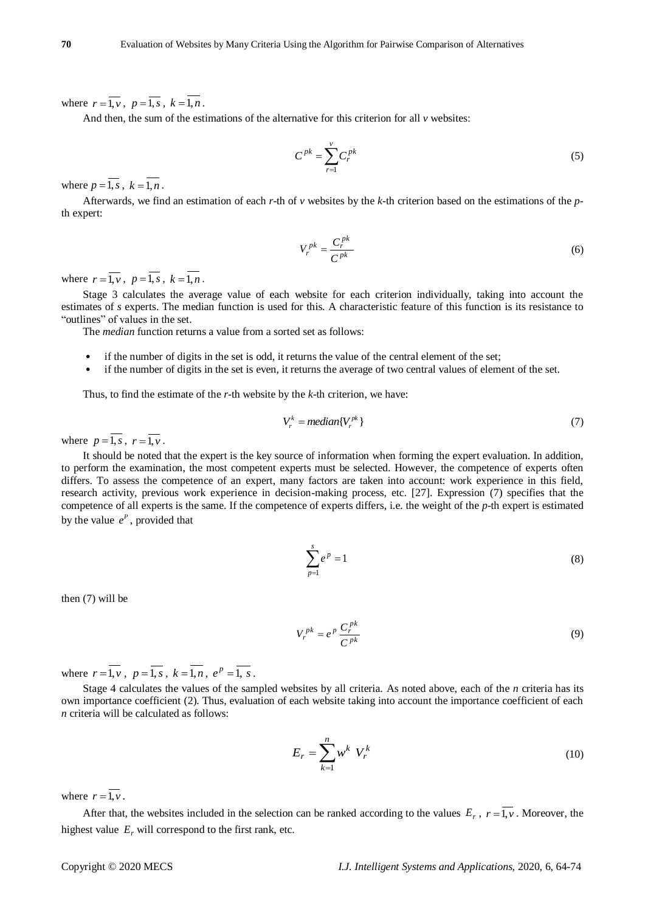where $r = \overline{1, v}$, $p = \overline{1, s}$, $k = \overline{1, n}$.

And then, the sum of the estimations of the alternative for this criterion for all *v* websites:

$$C^{pk} = \sum_{r=1}^{v} C_r^{pk} \tag{5}$$

where $p = \overline{1, s}$, $k = \overline{1, n}$.

Afterwards, we find an estimation of each *r*-th of *v* websites by the *k*-th criterion based on the estimations of the *p*-th expert:

$$V_r^{pk} = \frac{C_r^{pk}}{C^{pk}} \tag{6}$$

where $r = \overline{1, v}$, $p = \overline{1, s}$, $k = \overline{1, n}$.

Stage 3 calculates the average value of each website for each criterion individually, taking into account the estimates of *s* experts. The median function is used for this. A characteristic feature of this function is its resistance to "outlines" of values in the set.

The *median* function returns a value from a sorted set as follows:

- if the number of digits in the set is odd, it returns the value of the central element of the set;
- if the number of digits in the set is even, it returns the average of two central values of element of the set.

Thus, to find the estimate of the *r*-th website by the *k*-th criterion, we have:

$$V_r^k = median\{V_r^{pk}\} \tag{7}$$

where $p = \overline{1, s}$, $r = \overline{1, v}$.

It should be noted that the expert is the key source of information when forming the expert evaluation. In addition, to perform the examination, the most competent experts must be selected. However, the competence of experts often differs. To assess the competence of an expert, many factors are taken into account: work experience in this field, research activity, previous work experience in decision-making process, etc. [27]. Expression (7) specifies that the competence of all experts is the same. If the competence of experts differs, i.e. the weight of the *p*-th expert is estimated by the value $e^p$, provided that

$$\sum_{p=1}^{s} e^p = 1 \tag{8}$$

then (7) will be

$$V_r^{pk} = e^p \frac{C_r^{pk}}{C^{pk}} \tag{9}$$

where $r = \overline{1, v}$, $p = \overline{1, s}$, $k = \overline{1, n}$, $e^p = \overline{1, s}$.

Stage 4 calculates the values of the sampled websites by all criteria. As noted above, each of the *n* criteria has its own importance coefficient (2). Thus, evaluation of each website taking into account the importance coefficient of each *n* criteria will be calculated as follows:

$$E_r = \sum_{k=1}^{n} w^k \; V_r^k \tag{10}$$

where $r = \overline{1, v}$.

After that, the websites included in the selection can be ranked according to the values $E_r$, $r = \overline{1, v}$. Moreover, the highest value $E_r$ will correspond to the first rank, etc.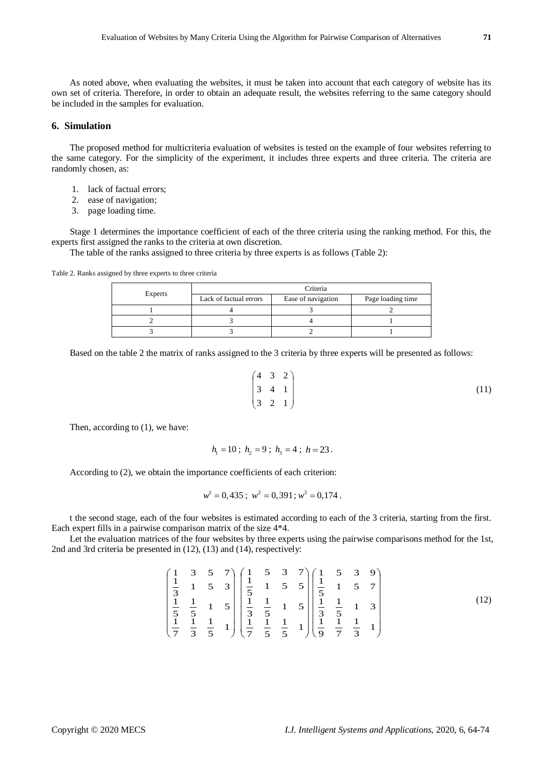As noted above, when evaluating the websites, it must be taken into account that each category of website has its own set of criteria. Therefore, in order to obtain an adequate result, the websites referring to the same category should be included in the samples for evaluation.

## 6. Simulation

The proposed method for multicriteria evaluation of websites is tested on the example of four websites referring to the same category. For the simplicity of the experiment, it includes three experts and three criteria. The criteria are randomly chosen, as:

1. lack of factual errors;
2. ease of navigation;
3. page loading time.

Stage 1 determines the importance coefficient of each of the three criteria using the ranking method. For this, the experts first assigned the ranks to the criteria at own discretion.

The table of the ranks assigned to three criteria by three experts is as follows (Table 2):

Table 2. Ranks assigned by three experts to three criteria

| Experts | Criteria | | |
|---|---|---|---|
| | Lack of factual errors | Ease of navigation | Page loading time |
| 1 | 4 | 3 | 2 |
| 2 | 3 | 4 | 1 |
| 3 | 3 | 2 | 1 |

Based on the table 2 the matrix of ranks assigned to the 3 criteria by three experts will be presented as follows:

$$\begin{pmatrix} 4 & 3 & 2 \\ 3 & 4 & 1 \\ 3 & 2 & 1 \end{pmatrix} \tag{11}$$

Then, according to (1), we have:

$$h_1 = 10\,;\; h_2 = 9\,;\; h_3 = 4\,;\; h = 23\,.$$

According to (2), we obtain the importance coefficients of each criterion:

$$w^1 = 0,435\,;\; w^2 = 0,391\,; w^3 = 0,174\,.$$

t the second stage, each of the four websites is estimated according to each of the 3 criteria, starting from the first. Each expert fills in a pairwise comparison matrix of the size 4*4.

Let the evaluation matrices of the four websites by three experts using the pairwise comparisons method for the 1st, 2nd and 3rd criteria be presented in (12), (13) and (14), respectively:

$$\begin{pmatrix} 1 & 3 & 5 & 7 \\ \frac{1}{3} & 1 & 5 & 3 \\ \frac{1}{5} & \frac{1}{5} & 1 & 5 \\ \frac{1}{7} & \frac{1}{3} & \frac{1}{5} & 1 \end{pmatrix} \begin{pmatrix} 1 & 5 & 3 & 7 \\ \frac{1}{5} & 1 & 5 & 5 \\ \frac{1}{3} & \frac{1}{5} & 1 & 5 \\ \frac{1}{7} & \frac{1}{5} & \frac{1}{5} & 1 \end{pmatrix} \begin{pmatrix} 1 & 5 & 3 & 9 \\ \frac{1}{5} & 1 & 5 & 7 \\ \frac{1}{3} & \frac{1}{5} & 1 & 3 \\ \frac{1}{9} & \frac{1}{7} & \frac{1}{3} & 1 \end{pmatrix} \tag{12}$$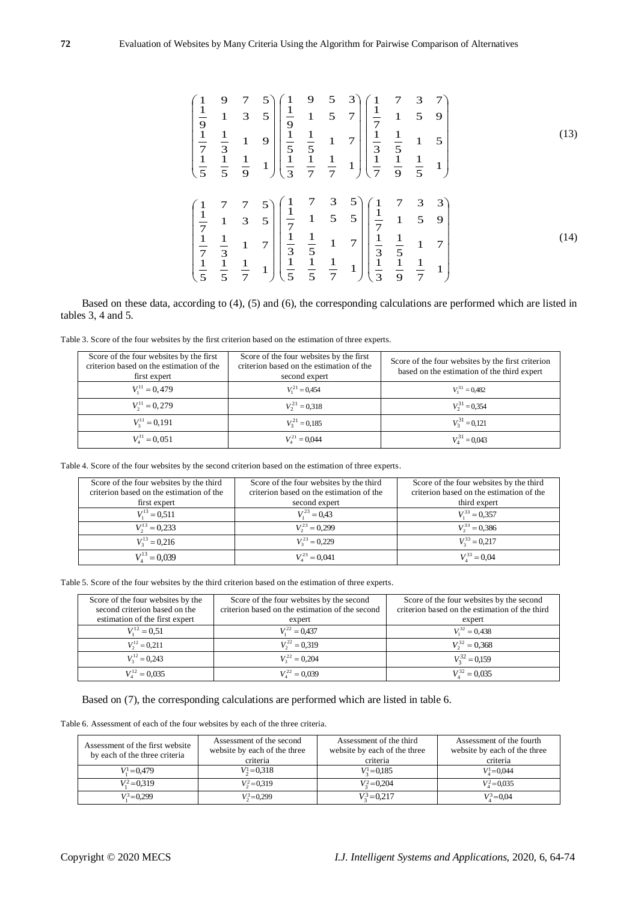$$\begin{pmatrix} 1 & 9 & 7 & 5 \\ \frac{1}{9} & 1 & 3 & 5 \\ \frac{1}{7} & \frac{1}{3} & 1 & 9 \\ \frac{1}{5} & \frac{1}{5} & \frac{1}{9} & 1 \end{pmatrix} \begin{pmatrix} 1 & 9 & 5 & 3 \\ \frac{1}{9} & 1 & 5 & 7 \\ \frac{1}{5} & \frac{1}{5} & 1 & 7 \\ \frac{1}{3} & \frac{1}{7} & \frac{1}{7} & 1 \end{pmatrix} \begin{pmatrix} 1 & 7 & 3 & 7 \\ \frac{1}{7} & 1 & 5 & 9 \\ \frac{1}{3} & \frac{1}{5} & 1 & 5 \\ \frac{1}{7} & \frac{1}{9} & \frac{1}{5} & 1 \end{pmatrix} \tag{13}$$

$$\begin{pmatrix} 1 & 7 & 7 & 5 \\ \frac{1}{7} & 1 & 3 & 5 \\ \frac{1}{7} & \frac{1}{3} & 1 & 7 \\ \frac{1}{5} & \frac{1}{5} & \frac{1}{7} & 1 \end{pmatrix} \begin{pmatrix} 1 & 7 & 3 & 5 \\ \frac{1}{7} & 1 & 5 & 5 \\ \frac{1}{3} & \frac{1}{5} & 1 & 7 \\ \frac{1}{5} & \frac{1}{5} & \frac{1}{7} & 1 \end{pmatrix} \begin{pmatrix} 1 & 7 & 3 & 3 \\ \frac{1}{7} & 1 & 5 & 9 \\ \frac{1}{3} & \frac{1}{5} & 1 & 7 \\ \frac{1}{3} & \frac{1}{9} & \frac{1}{7} & 1 \end{pmatrix} \tag{14}$$

Based on these data, according to (4), (5) and (6), the corresponding calculations are performed which are listed in tables 3, 4 and 5.

Table 3. Score of the four websites by the first criterion based on the estimation of three experts.

| Score of the four websites by the first criterion based on the estimation of the first expert | Score of the four websites by the first criterion based on the estimation of the second expert | Score of the four websites by the first criterion based on the estimation of the third expert |
|---|---|---|
| $V_1^{11} = 0,479$ | $V_1^{21} = 0,454$ | $V_1^{31} = 0,482$ |
| $V_2^{11} = 0,279$ | $V_2^{21} = 0,318$ | $V_2^{31} = 0,354$ |
| $V_3^{11} = 0,191$ | $V_3^{21} = 0,185$ | $V_3^{31} = 0,121$ |
| $V_4^{11} = 0,051$ | $V_4^{21} = 0,044$ | $V_4^{31} = 0,043$ |

Table 4. Score of the four websites by the second criterion based on the estimation of three experts.

| Score of the four websites by the third criterion based on the estimation of the first expert | Score of the four websites by the third criterion based on the estimation of the second expert | Score of the four websites by the third criterion based on the estimation of the third expert |
|---|---|---|
| $V_1^{13} = 0,511$ | $V_1^{23} = 0,43$ | $V_1^{33} = 0,357$ |
| $V_2^{13} = 0,233$ | $V_2^{23} = 0,299$ | $V_2^{33} = 0,386$ |
| $V_3^{13} = 0,216$ | $V_3^{23} = 0,229$ | $V_3^{33} = 0,217$ |
| $V_4^{13} = 0,039$ | $V_4^{23} = 0,041$ | $V_4^{33} = 0,04$ |

Table 5. Score of the four websites by the third criterion based on the estimation of three experts.

| Score of the four websites by the second criterion based on the estimation of the first expert | Score of the four websites by the second criterion based on the estimation of the second expert | Score of the four websites by the second criterion based on the estimation of the third expert |
|---|---|---|
| $V_1^{12} = 0,51$ | $V_1^{22} = 0,437$ | $V_1^{32} = 0,438$ |
| $V_2^{12} = 0,211$ | $V_2^{22} = 0,319$ | $V_2^{32} = 0,368$ |
| $V_3^{12} = 0,243$ | $V_3^{22} = 0,204$ | $V_3^{32} = 0,159$ |
| $V_4^{12} = 0,035$ | $V_4^{22} = 0,039$ | $V_4^{32} = 0,035$ |

Based on (7), the corresponding calculations are performed which are listed in table 6.

Table 6. Assessment of each of the four websites by each of the three criteria.

| Assessment of the first website by each of the three criteria | Assessment of the second website by each of the three criteria | Assessment of the third website by each of the three criteria | Assessment of the fourth website by each of the three criteria |
|---|---|---|---|
| $V_1^1 = 0,479$ | $V_2^1 = 0,318$ | $V_3^1 = 0,185$ | $V_4^1 = 0,044$ |
| $V_1^2 = 0,319$ | $V_2^2 = 0,319$ | $V_3^2 = 0,204$ | $V_4^2 = 0,035$ |
| $V_1^3 = 0,299$ | $V_2^3 = 0,299$ | $V_3^3 = 0,217$ | $V_4^3 = 0,04$ |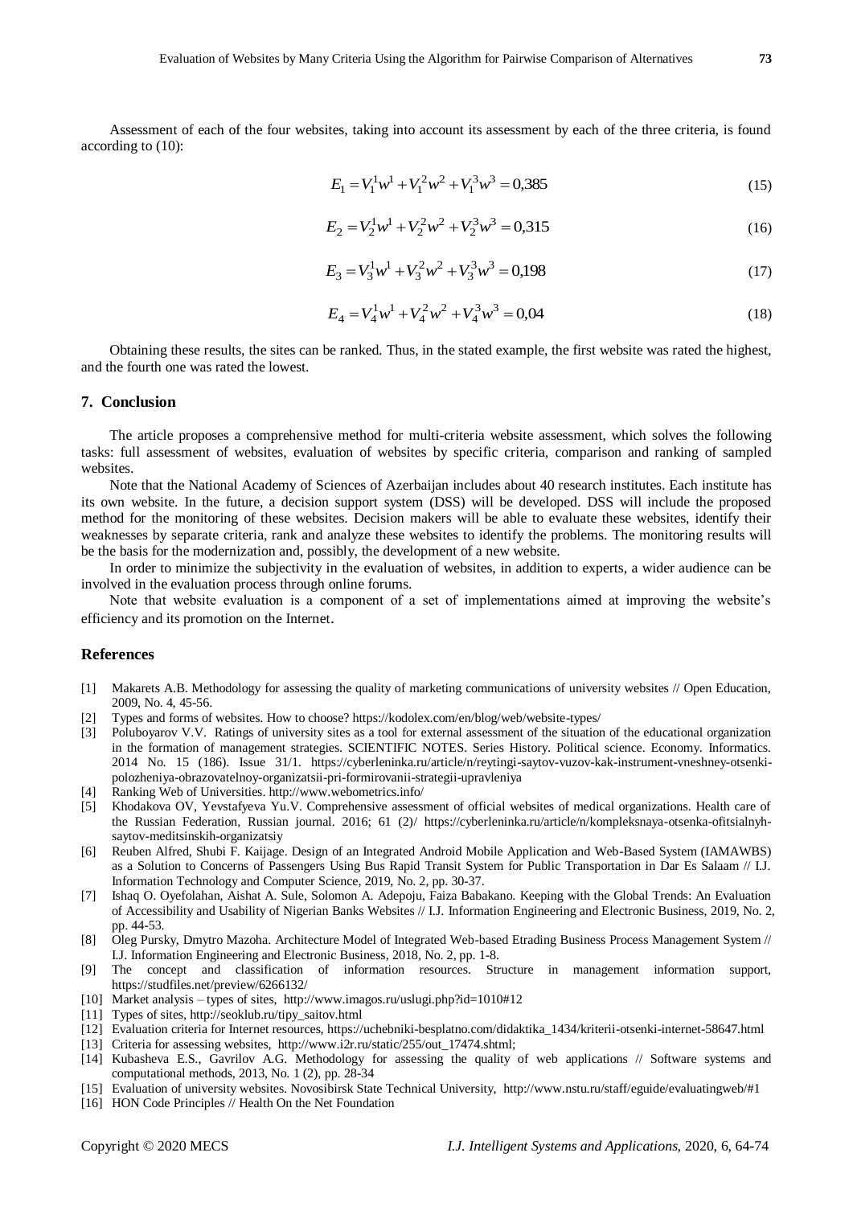Assessment of each of the four websites, taking into account its assessment by each of the three criteria, is found according to (10):

$$E_1 = V_1^1 w^1 + V_1^2 w^2 + V_1^3 w^3 = 0{,}385 \tag{15}$$

$$E_2 = V_2^1 w^1 + V_2^2 w^2 + V_2^3 w^3 = 0{,}315 \tag{16}$$

$$E_3 = V_3^1 w^1 + V_3^2 w^2 + V_3^3 w^3 = 0{,}198 \tag{17}$$

$$E_4 = V_4^1 w^1 + V_4^2 w^2 + V_4^3 w^3 = 0{,}04 \tag{18}$$

Obtaining these results, the sites can be ranked. Thus, in the stated example, the first website was rated the highest, and the fourth one was rated the lowest.

## 7. Conclusion

The article proposes a comprehensive method for multi-criteria website assessment, which solves the following tasks: full assessment of websites, evaluation of websites by specific criteria, comparison and ranking of sampled websites.

Note that the National Academy of Sciences of Azerbaijan includes about 40 research institutes. Each institute has its own website. In the future, a decision support system (DSS) will be developed. DSS will include the proposed method for the monitoring of these websites. Decision makers will be able to evaluate these websites, identify their weaknesses by separate criteria, rank and analyze these websites to identify the problems. The monitoring results will be the basis for the modernization and, possibly, the development of a new website.

In order to minimize the subjectivity in the evaluation of websites, in addition to experts, a wider audience can be involved in the evaluation process through online forums.

Note that website evaluation is a component of a set of implementations aimed at improving the website's efficiency and its promotion on the Internet.

## References

[1] Makarets A.B. Methodology for assessing the quality of marketing communications of university websites // Open Education, 2009, No. 4, 45-56.

[2] Types and forms of websites. How to choose? https://kodolex.com/en/blog/web/website-types/

[3] Poluboyarov V.V. Ratings of university sites as a tool for external assessment of the situation of the educational organization in the formation of management strategies. SCIENTIFIC NOTES. Series History. Political science. Economy. Informatics. 2014 No. 15 (186). Issue 31/1. https://cyberleninka.ru/article/n/reytingi-saytov-vuzov-kak-instrument-vneshney-otsenki-polozheniya-obrazovatelnoy-organizatsii-pri-formirovanii-strategii-upravleniya

[4] Ranking Web of Universities. http://www.webometrics.info/

[5] Khodakova OV, Yevstafyeva Yu.V. Comprehensive assessment of official websites of medical organizations. Health care of the Russian Federation, Russian journal. 2016; 61 (2)/ https://cyberleninka.ru/article/n/kompleksnaya-otsenka-ofitsialnyh-saytov-meditsinskih-organizatsiy

[6] Reuben Alfred, Shubi F. Kaijage. Design of an Integrated Android Mobile Application and Web-Based System (IAMAWBS) as a Solution to Concerns of Passengers Using Bus Rapid Transit System for Public Transportation in Dar Es Salaam // I.J. Information Technology and Computer Science, 2019, No. 2, pp. 30-37.

[7] Ishaq O. Oyefolahan, Aishat A. Sule, Solomon A. Adepoju, Faiza Babakano. Keeping with the Global Trends: An Evaluation of Accessibility and Usability of Nigerian Banks Websites // I.J. Information Engineering and Electronic Business, 2019, No. 2, pp. 44-53.

[8] Oleg Pursky, Dmytro Mazoha. Architecture Model of Integrated Web-based Etrading Business Process Management System // I.J. Information Engineering and Electronic Business, 2018, No. 2, pp. 1-8.

[9] The concept and classification of information resources. Structure in management information support, https://studfiles.net/preview/6266132/

[10] Market analysis – types of sites, http://www.imagos.ru/uslugi.php?id=1010#12

[11] Types of sites, http://seoklub.ru/tipy_saitov.html

[12] Evaluation criteria for Internet resources, https://uchebniki-besplatno.com/didaktika_1434/kriterii-otsenki-internet-58647.html

[13] Criteria for assessing websites, http://www.i2r.ru/static/255/out_17474.shtml;

[14] Kubasheva E.S., Gavrilov A.G. Methodology for assessing the quality of web applications // Software systems and computational methods, 2013, No. 1 (2), pp. 28-34

[15] Evaluation of university websites. Novosibirsk State Technical University, http://www.nstu.ru/staff/eguide/evaluatingweb/#1

[16] HON Code Principles // Health On the Net Foundation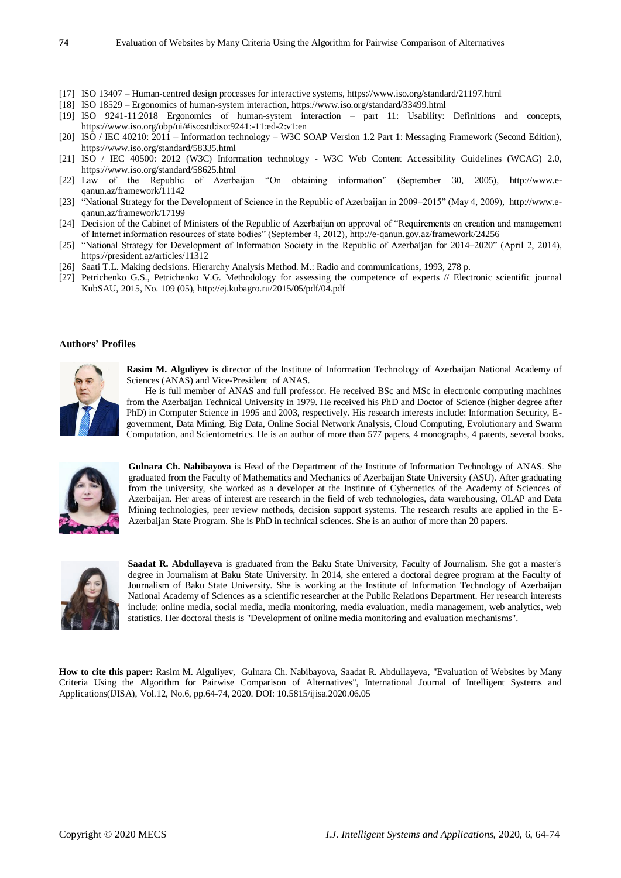[17] ISO 13407 – Human-centred design processes for interactive systems, https://www.iso.org/standard/21197.html

[18] ISO 18529 – Ergonomics of human-system interaction, https://www.iso.org/standard/33499.html

[19] ISO 9241-11:2018 Ergonomics of human-system interaction – part 11: Usability: Definitions and concepts, https://www.iso.org/obp/ui/#iso:std:iso:9241:-11:ed-2:v1:en

[20] ISO / IEC 40210: 2011 – Information technology – W3C SOAP Version 1.2 Part 1: Messaging Framework (Second Edition), https://www.iso.org/standard/58335.html

[21] ISO / IEC 40500: 2012 (W3C) Information technology - W3C Web Content Accessibility Guidelines (WCAG) 2.0, https://www.iso.org/standard/58625.html

[22] Law of the Republic of Azerbaijan "On obtaining information" (September 30, 2005), http://www.e-qanun.az/framework/11142

[23] "National Strategy for the Development of Science in the Republic of Azerbaijan in 2009–2015" (May 4, 2009), http://www.e-qanun.az/framework/17199

[24] Decision of the Cabinet of Ministers of the Republic of Azerbaijan on approval of "Requirements on creation and management of Internet information resources of state bodies" (September 4, 2012), http://e-qanun.gov.az/framework/24256

[25] "National Strategy for Development of Information Society in the Republic of Azerbaijan for 2014–2020" (April 2, 2014), https://president.az/articles/11312

[26] Saati T.L. Making decisions. Hierarchy Analysis Method. M.: Radio and communications, 1993, 278 p.

[27] Petrichenko G.S., Petrichenko V.G. Methodology for assessing the competence of experts // Electronic scientific journal KubSAU, 2015, No. 109 (05), http://ej.kubagro.ru/2015/05/pdf/04.pdf

## Authors' Profiles

**Rasim M. Alguliyev** is director of the Institute of Information Technology of Azerbaijan National Academy of Sciences (ANAS) and Vice-President of ANAS.

He is full member of ANAS and full professor. He received BSc and MSc in electronic computing machines from the Azerbaijan Technical University in 1979. He received his PhD and Doctor of Science (higher degree after PhD) in Computer Science in 1995 and 2003, respectively. His research interests include: Information Security, E-government, Data Mining, Big Data, Online Social Network Analysis, Cloud Computing, Evolutionary and Swarm Computation, and Scientometrics. He is an author of more than 577 papers, 4 monographs, 4 patents, several books.

**Gulnara Ch. Nabibayova** is Head of the Department of the Institute of Information Technology of ANAS. She graduated from the Faculty of Mathematics and Mechanics of Azerbaijan State University (ASU). After graduating from the university, she worked as a developer at the Institute of Cybernetics of the Academy of Sciences of Azerbaijan. Her areas of interest are research in the field of web technologies, data warehousing, OLAP and Data Mining technologies, peer review methods, decision support systems. The research results are applied in the E-Azerbaijan State Program. She is PhD in technical sciences. She is an author of more than 20 papers.

**Saadat R. Abdullayeva** is graduated from the Baku State University, Faculty of Journalism. She got a master's degree in Journalism at Baku State University. In 2014, she entered a doctoral degree program at the Faculty of Journalism of Baku State University. She is working at the Institute of Information Technology of Azerbaijan National Academy of Sciences as a scientific researcher at the Public Relations Department. Her research interests include: online media, social media, media monitoring, media evaluation, media management, web analytics, web statistics. Her doctoral thesis is "Development of online media monitoring and evaluation mechanisms".

**How to cite this paper:** Rasim M. Alguliyev, Gulnara Ch. Nabibayova, Saadat R. Abdullayeva, "Evaluation of Websites by Many Criteria Using the Algorithm for Pairwise Comparison of Alternatives", International Journal of Intelligent Systems and Applications(IJISA), Vol.12, No.6, pp.64-74, 2020. DOI: 10.5815/ijisa.2020.06.05